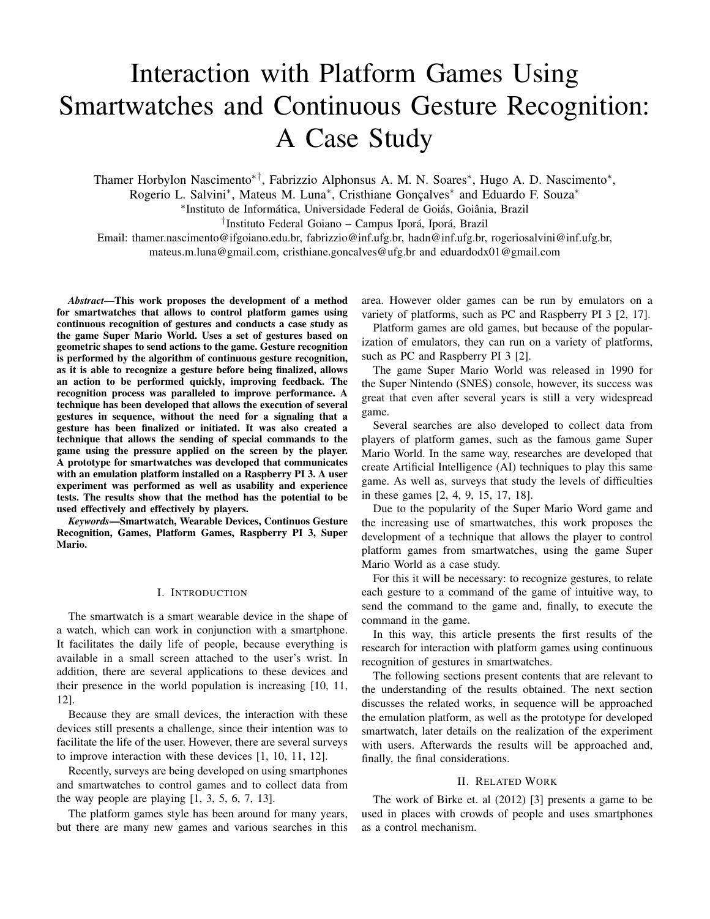# Interaction with Platform Games Using Smartwatches and Continuous Gesture Recognition: A Case Study

Thamer Horbylon Nascimento[*†], Fabrizzio Alphonsus A. M. N. Soares[*], Hugo A. D. Nascimento[*], Rogerio L. Salvini[*], Mateus M. Luna[*], Cristhiane Gonçalves[*] and Eduardo F. Souza[*]

[*]Instituto de Informática, Universidade Federal de Goiás, Goiânia, Brazil

[†]Instituto Federal Goiano – Campus Iporá, Iporá, Brazil

Email: thamer.nascimento@ifgoiano.edu.br, fabrizzio@inf.ufg.br, hadn@inf.ufg.br, rogeriosalvini@inf.ufg.br, mateus.m.luna@gmail.com, cristhiane.goncalves@ufg.br and eduardodx01@gmail.com

***Abstract*—This work proposes the development of a method for smartwatches that allows to control platform games using continuous recognition of gestures and conducts a case study as the game Super Mario World. Uses a set of gestures based on geometric shapes to send actions to the game. Gesture recognition is performed by the algorithm of continuous gesture recognition, as it is able to recognize a gesture before being finalized, allows an action to be performed quickly, improving feedback. The recognition process was paralleled to improve performance. A technique has been developed that allows the execution of several gestures in sequence, without the need for a signaling that a gesture has been finalized or initiated. It was also created a technique that allows the sending of special commands to the game using the pressure applied on the screen by the player. A prototype for smartwatches was developed that communicates with an emulation platform installed on a Raspberry PI 3. A user experiment was performed as well as usability and experience tests. The results show that the method has the potential to be used effectively and effectively by players.**

***Keywords*—Smartwatch, Wearable Devices, Continuos Gesture Recognition, Games, Platform Games, Raspberry PI 3, Super Mario.**

## I. Introduction

The smartwatch is a smart wearable device in the shape of a watch, which can work in conjunction with a smartphone. It facilitates the daily life of people, because everything is available in a small screen attached to the user's wrist. In addition, there are several applications to these devices and their presence in the world population is increasing [10, 11, 12].

Because they are small devices, the interaction with these devices still presents a challenge, since their intention was to facilitate the life of the user. However, there are several surveys to improve interaction with these devices [1, 10, 11, 12].

Recently, surveys are being developed on using smartphones and smartwatches to control games and to collect data from the way people are playing [1, 3, 5, 6, 7, 13].

The platform games style has been around for many years, but there are many new games and various searches in this area. However older games can be run by emulators on a variety of platforms, such as PC and Raspberry PI 3 [2, 17].

Platform games are old games, but because of the popularization of emulators, they can run on a variety of platforms, such as PC and Raspberry PI 3 [2].

The game Super Mario World was released in 1990 for the Super Nintendo (SNES) console, however, its success was great that even after several years is still a very widespread game.

Several searches are also developed to collect data from players of platform games, such as the famous game Super Mario World. In the same way, researches are developed that create Artificial Intelligence (AI) techniques to play this same game. As well as, surveys that study the levels of difficulties in these games [2, 4, 9, 15, 17, 18].

Due to the popularity of the Super Mario Word game and the increasing use of smartwatches, this work proposes the development of a technique that allows the player to control platform games from smartwatches, using the game Super Mario World as a case study.

For this it will be necessary: to recognize gestures, to relate each gesture to a command of the game of intuitive way, to send the command to the game and, finally, to execute the command in the game.

In this way, this article presents the first results of the research for interaction with platform games using continuous recognition of gestures in smartwatches.

The following sections present contents that are relevant to the understanding of the results obtained. The next section discusses the related works, in sequence will be approached the emulation platform, as well as the prototype for developed smartwatch, later details on the realization of the experiment with users. Afterwards the results will be approached and, finally, the final considerations.

## II. Related Work

The work of Birke et. al (2012) [3] presents a game to be used in places with crowds of people and uses smartphones as a control mechanism.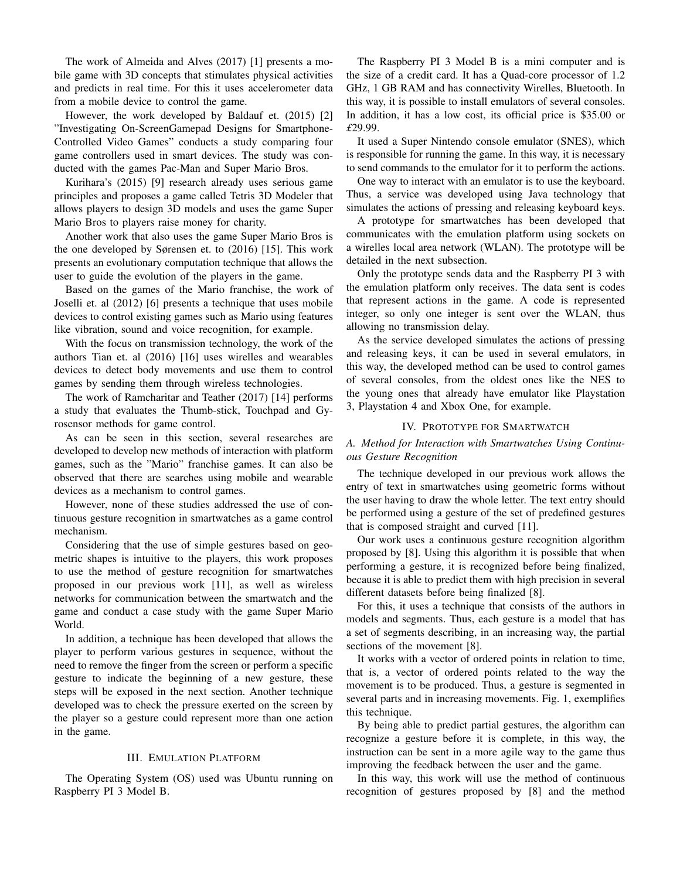The work of Almeida and Alves (2017) [1] presents a mobile game with 3D concepts that stimulates physical activities and predicts in real time. For this it uses accelerometer data from a mobile device to control the game.

However, the work developed by Baldauf et. (2015) [2] "Investigating On-ScreenGamepad Designs for Smartphone-Controlled Video Games" conducts a study comparing four game controllers used in smart devices. The study was conducted with the games Pac-Man and Super Mario Bros.

Kurihara's (2015) [9] research already uses serious game principles and proposes a game called Tetris 3D Modeler that allows players to design 3D models and uses the game Super Mario Bros to players raise money for charity.

Another work that also uses the game Super Mario Bros is the one developed by Sørensen et. to (2016) [15]. This work presents an evolutionary computation technique that allows the user to guide the evolution of the players in the game.

Based on the games of the Mario franchise, the work of Joselli et. al (2012) [6] presents a technique that uses mobile devices to control existing games such as Mario using features like vibration, sound and voice recognition, for example.

With the focus on transmission technology, the work of the authors Tian et. al (2016) [16] uses wirelles and wearables devices to detect body movements and use them to control games by sending them through wireless technologies.

The work of Ramcharitar and Teather (2017) [14] performs a study that evaluates the Thumb-stick, Touchpad and Gyrosensor methods for game control.

As can be seen in this section, several researches are developed to develop new methods of interaction with platform games, such as the "Mario" franchise games. It can also be observed that there are searches using mobile and wearable devices as a mechanism to control games.

However, none of these studies addressed the use of continuous gesture recognition in smartwatches as a game control mechanism.

Considering that the use of simple gestures based on geometric shapes is intuitive to the players, this work proposes to use the method of gesture recognition for smartwatches proposed in our previous work [11], as well as wireless networks for communication between the smartwatch and the game and conduct a case study with the game Super Mario World.

In addition, a technique has been developed that allows the player to perform various gestures in sequence, without the need to remove the finger from the screen or perform a specific gesture to indicate the beginning of a new gesture, these steps will be exposed in the next section. Another technique developed was to check the pressure exerted on the screen by the player so a gesture could represent more than one action in the game.

## III. Emulation Platform

The Operating System (OS) used was Ubuntu running on Raspberry PI 3 Model B.

The Raspberry PI 3 Model B is a mini computer and is the size of a credit card. It has a Quad-core processor of 1.2 GHz, 1 GB RAM and has connectivity Wirelles, Bluetooth. In this way, it is possible to install emulators of several consoles. In addition, it has a low cost, its official price is $35.00 or £29.99.

It used a Super Nintendo console emulator (SNES), which is responsible for running the game. In this way, it is necessary to send commands to the emulator for it to perform the actions.

One way to interact with an emulator is to use the keyboard. Thus, a service was developed using Java technology that simulates the actions of pressing and releasing keyboard keys.

A prototype for smartwatches has been developed that communicates with the emulation platform using sockets on a wirelles local area network (WLAN). The prototype will be detailed in the next subsection.

Only the prototype sends data and the Raspberry PI 3 with the emulation platform only receives. The data sent is codes that represent actions in the game. A code is represented integer, so only one integer is sent over the WLAN, thus allowing no transmission delay.

As the service developed simulates the actions of pressing and releasing keys, it can be used in several emulators, in this way, the developed method can be used to control games of several consoles, from the oldest ones like the NES to the young ones that already have emulator like Playstation 3, Playstation 4 and Xbox One, for example.

## IV. Prototype for Smartwatch

### A. Method for Interaction with Smartwatches Using Continuous Gesture Recognition

The technique developed in our previous work allows the entry of text in smartwatches using geometric forms without the user having to draw the whole letter. The text entry should be performed using a gesture of the set of predefined gestures that is composed straight and curved [11].

Our work uses a continuous gesture recognition algorithm proposed by [8]. Using this algorithm it is possible that when performing a gesture, it is recognized before being finalized, because it is able to predict them with high precision in several different datasets before being finalized [8].

For this, it uses a technique that consists of the authors in models and segments. Thus, each gesture is a model that has a set of segments describing, in an increasing way, the partial sections of the movement [8].

It works with a vector of ordered points in relation to time, that is, a vector of ordered points related to the way the movement is to be produced. Thus, a gesture is segmented in several parts and in increasing movements. Fig. 1, exemplifies this technique.

By being able to predict partial gestures, the algorithm can recognize a gesture before it is complete, in this way, the instruction can be sent in a more agile way to the game thus improving the feedback between the user and the game.

In this way, this work will use the method of continuous recognition of gestures proposed by [8] and the method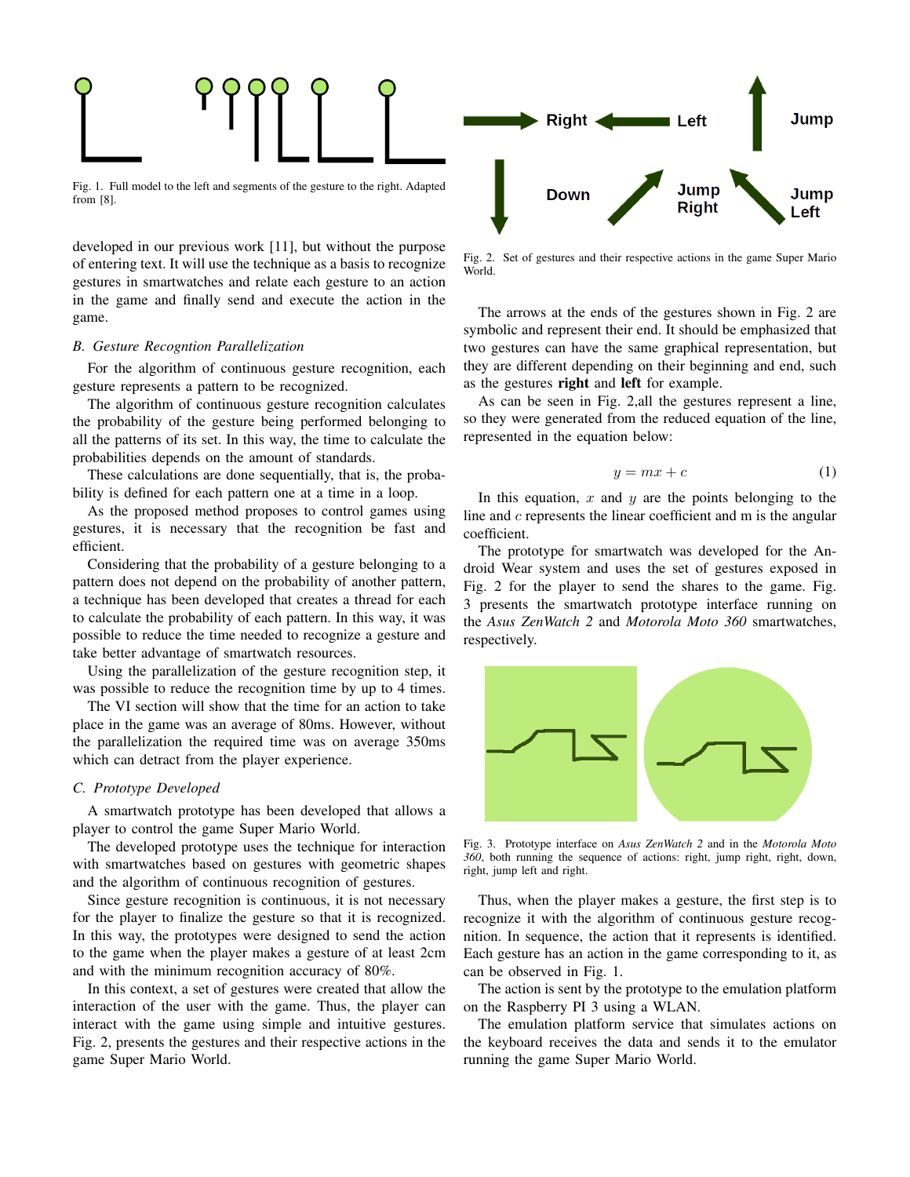Fig. 1. Full model to the left and segments of the gesture to the right. Adapted from [8].

developed in our previous work [11], but without the purpose of entering text. It will use the technique as a basis to recognize gestures in smartwatches and relate each gesture to an action in the game and finally send and execute the action in the game.

### B. Gesture Recogntion Parallelization

For the algorithm of continuous gesture recognition, each gesture represents a pattern to be recognized.

The algorithm of continuous gesture recognition calculates the probability of the gesture being performed belonging to all the patterns of its set. In this way, the time to calculate the probabilities depends on the amount of standards.

These calculations are done sequentially, that is, the probability is defined for each pattern one at a time in a loop.

As the proposed method proposes to control games using gestures, it is necessary that the recognition be fast and efficient.

Considering that the probability of a gesture belonging to a pattern does not depend on the probability of another pattern, a technique has been developed that creates a thread for each to calculate the probability of each pattern. In this way, it was possible to reduce the time needed to recognize a gesture and take better advantage of smartwatch resources.

Using the parallelization of the gesture recognition step, it was possible to reduce the recognition time by up to 4 times.

The VI section will show that the time for an action to take place in the game was an average of 80ms. However, without the parallelization the required time was on average 350ms which can detract from the player experience.

### C. Prototype Developed

A smartwatch prototype has been developed that allows a player to control the game Super Mario World.

The developed prototype uses the technique for interaction with smartwatches based on gestures with geometric shapes and the algorithm of continuous recognition of gestures.

Since gesture recognition is continuous, it is not necessary for the player to finalize the gesture so that it is recognized. In this way, the prototypes were designed to send the action to the game when the player makes a gesture of at least 2cm and with the minimum recognition accuracy of 80%.

In this context, a set of gestures were created that allow the interaction of the user with the game. Thus, the player can interact with the game using simple and intuitive gestures. Fig. 2, presents the gestures and their respective actions in the game Super Mario World.

Right
Left
Jump
Down
Jump Right
Jump Left

Fig. 2. Set of gestures and their respective actions in the game Super Mario World.

The arrows at the ends of the gestures shown in Fig. 2 are symbolic and represent their end. It should be emphasized that two gestures can have the same graphical representation, but they are different depending on their beginning and end, such as the gestures **right** and **left** for example.

As can be seen in Fig. 2,all the gestures represent a line, so they were generated from the reduced equation of the line, represented in the equation below:

$$y = mx + c \tag{1}$$

In this equation, $x$ and $y$ are the points belonging to the line and $c$ represents the linear coefficient and m is the angular coefficient.

The prototype for smartwatch was developed for the Android Wear system and uses the set of gestures exposed in Fig. 2 for the player to send the shares to the game. Fig. 3 presents the smartwatch prototype interface running on the *Asus ZenWatch 2* and *Motorola Moto 360* smartwatches, respectively.

Fig. 3. Prototype interface on *Asus ZenWatch 2* and in the *Motorola Moto 360*, both running the sequence of actions: right, jump right, right, down, right, jump left and right.

Thus, when the player makes a gesture, the first step is to recognize it with the algorithm of continuous gesture recognition. In sequence, the action that it represents is identified. Each gesture has an action in the game corresponding to it, as can be observed in Fig. 1.

The action is sent by the prototype to the emulation platform on the Raspberry PI 3 using a WLAN.

The emulation platform service that simulates actions on the keyboard receives the data and sends it to the emulator running the game Super Mario World.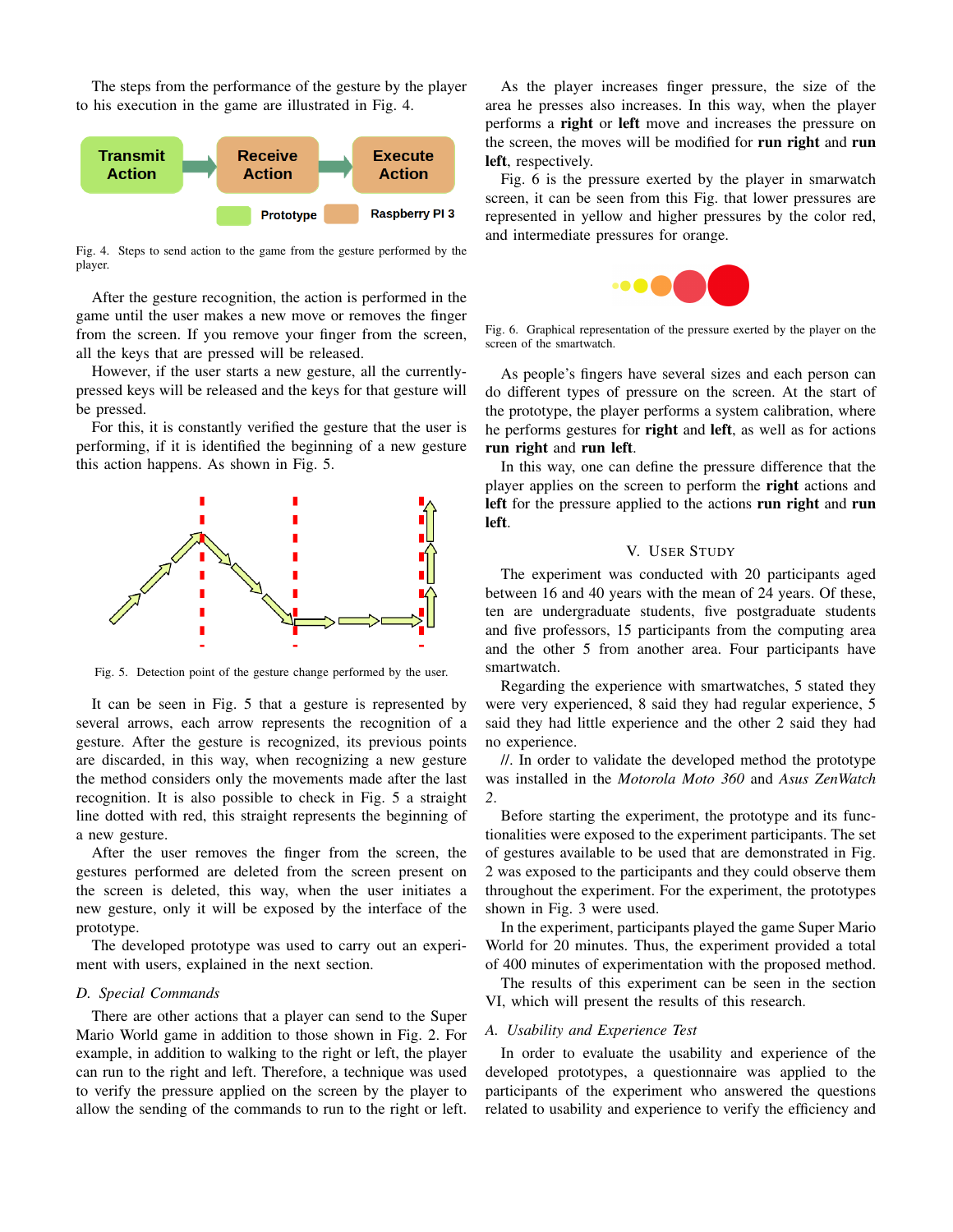The steps from the performance of the gesture by the player to his execution in the game are illustrated in Fig. 4.

Fig. 4. Steps to send action to the game from the gesture performed by the player.

After the gesture recognition, the action is performed in the game until the user makes a new move or removes the finger from the screen. If you remove your finger from the screen, all the keys that are pressed will be released.

However, if the user starts a new gesture, all the currently-pressed keys will be released and the keys for that gesture will be pressed.

For this, it is constantly verified the gesture that the user is performing, if it is identified the beginning of a new gesture this action happens. As shown in Fig. 5.

Fig. 5. Detection point of the gesture change performed by the user.

It can be seen in Fig. 5 that a gesture is represented by several arrows, each arrow represents the recognition of a gesture. After the gesture is recognized, its previous points are discarded, in this way, when recognizing a new gesture the method considers only the movements made after the last recognition. It is also possible to check in Fig. 5 a straight line dotted with red, this straight represents the beginning of a new gesture.

After the user removes the finger from the screen, the gestures performed are deleted from the screen present on the screen is deleted, this way, when the user initiates a new gesture, only it will be exposed by the interface of the prototype.

The developed prototype was used to carry out an experiment with users, explained in the next section.

### D. Special Commands

There are other actions that a player can send to the Super Mario World game in addition to those shown in Fig. 2. For example, in addition to walking to the right or left, the player can run to the right and left. Therefore, a technique was used to verify the pressure applied on the screen by the player to allow the sending of the commands to run to the right or left.

As the player increases finger pressure, the size of the area he presses also increases. In this way, when the player performs a **right** or **left** move and increases the pressure on the screen, the moves will be modified for **run right** and **run left**, respectively.

Fig. 6 is the pressure exerted by the player in smarwatch screen, it can be seen from this Fig. that lower pressures are represented in yellow and higher pressures by the color red, and intermediate pressures for orange.

Fig. 6. Graphical representation of the pressure exerted by the player on the screen of the smartwatch.

As people's fingers have several sizes and each person can do different types of pressure on the screen. At the start of the prototype, the player performs a system calibration, where he performs gestures for **right** and **left**, as well as for actions **run right** and **run left**.

In this way, one can define the pressure difference that the player applies on the screen to perform the **right** actions and **left** for the pressure applied to the actions **run right** and **run left**.

## V. User Study

The experiment was conducted with 20 participants aged between 16 and 40 years with the mean of 24 years. Of these, ten are undergraduate students, five postgraduate students and five professors, 15 participants from the computing area and the other 5 from another area. Four participants have smartwatch.

Regarding the experience with smartwatches, 5 stated they were very experienced, 8 said they had regular experience, 5 said they had little experience and the other 2 said they had no experience.

//. In order to validate the developed method the prototype was installed in the *Motorola Moto 360* and *Asus ZenWatch 2*.

Before starting the experiment, the prototype and its functionalities were exposed to the experiment participants. The set of gestures available to be used that are demonstrated in Fig. 2 was exposed to the participants and they could observe them throughout the experiment. For the experiment, the prototypes shown in Fig. 3 were used.

In the experiment, participants played the game Super Mario World for 20 minutes. Thus, the experiment provided a total of 400 minutes of experimentation with the proposed method.

The results of this experiment can be seen in the section VI, which will present the results of this research.

### A. Usability and Experience Test

In order to evaluate the usability and experience of the developed prototypes, a questionnaire was applied to the participants of the experiment who answered the questions related to usability and experience to verify the efficiency and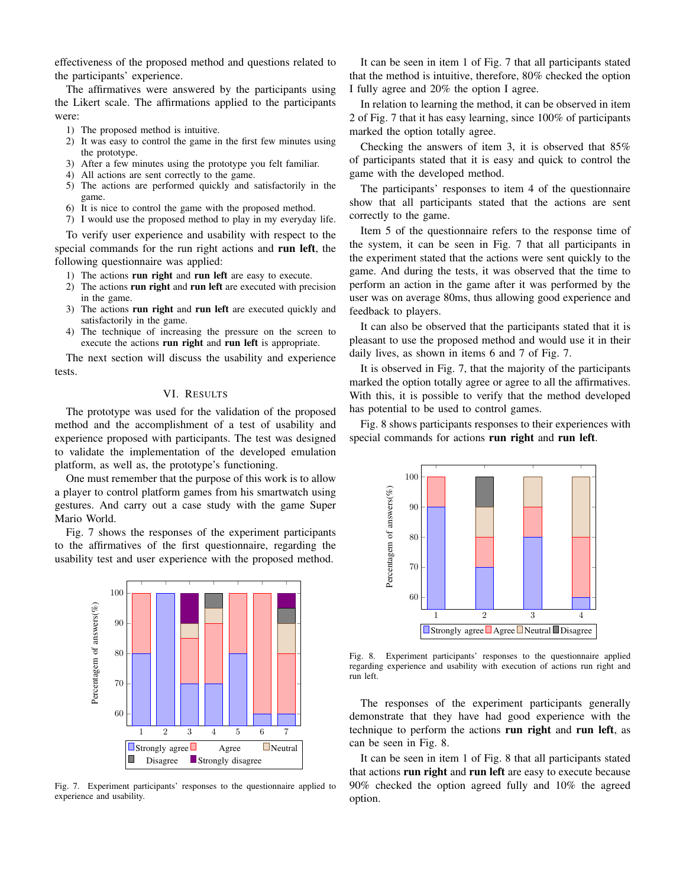effectiveness of the proposed method and questions related to the participants' experience.

The affirmatives were answered by the participants using the Likert scale. The affirmations applied to the participants were:

1) The proposed method is intuitive.
2) It was easy to control the game in the first few minutes using the prototype.
3) After a few minutes using the prototype you felt familiar.
4) All actions are sent correctly to the game.
5) The actions are performed quickly and satisfactorily in the game.
6) It is nice to control the game with the proposed method.
7) I would use the proposed method to play in my everyday life.

To verify user experience and usability with respect to the special commands for the run right actions and **run left**, the following questionnaire was applied:

1) The actions **run right** and **run left** are easy to execute.
2) The actions **run right** and **run left** are executed with precision in the game.
3) The actions **run right** and **run left** are executed quickly and satisfactorily in the game.
4) The technique of increasing the pressure on the screen to execute the actions **run right** and **run left** is appropriate.

The next section will discuss the usability and experience tests.

## VI. Results

The prototype was used for the validation of the proposed method and the accomplishment of a test of usability and experience proposed with participants. The test was designed to validate the implementation of the developed emulation platform, as well as, the prototype's functioning.

One must remember that the purpose of this work is to allow a player to control platform games from his smartwatch using gestures. And carry out a case study with the game Super Mario World.

Fig. 7 shows the responses of the experiment participants to the affirmatives of the first questionnaire, regarding the usability test and user experience with the proposed method.

Fig. 7. Experiment participants' responses to the questionnaire applied to experience and usability.

It can be seen in item 1 of Fig. 7 that all participants stated that the method is intuitive, therefore, 80% checked the option I fully agree and 20% the option I agree.

In relation to learning the method, it can be observed in item 2 of Fig. 7 that it has easy learning, since 100% of participants marked the option totally agree.

Checking the answers of item 3, it is observed that 85% of participants stated that it is easy and quick to control the game with the developed method.

The participants' responses to item 4 of the questionnaire show that all participants stated that the actions are sent correctly to the game.

Item 5 of the questionnaire refers to the response time of the system, it can be seen in Fig. 7 that all participants in the experiment stated that the actions were sent quickly to the game. And during the tests, it was observed that the time to perform an action in the game after it was performed by the user was on average 80ms, thus allowing good experience and feedback to players.

It can also be observed that the participants stated that it is pleasant to use the proposed method and would use it in their daily lives, as shown in items 6 and 7 of Fig. 7.

It is observed in Fig. 7, that the majority of the participants marked the option totally agree or agree to all the affirmatives. With this, it is possible to verify that the method developed has potential to be used to control games.

Fig. 8 shows participants responses to their experiences with special commands for actions **run right** and **run left**.

Fig. 8. Experiment participants' responses to the questionnaire applied regarding experience and usability with execution of actions run right and run left.

The responses of the experiment participants generally demonstrate that they have had good experience with the technique to perform the actions **run right** and **run left**, as can be seen in Fig. 8.

It can be seen in item 1 of Fig. 8 that all participants stated that actions **run right** and **run left** are easy to execute because 90% checked the option agreed fully and 10% the agreed option.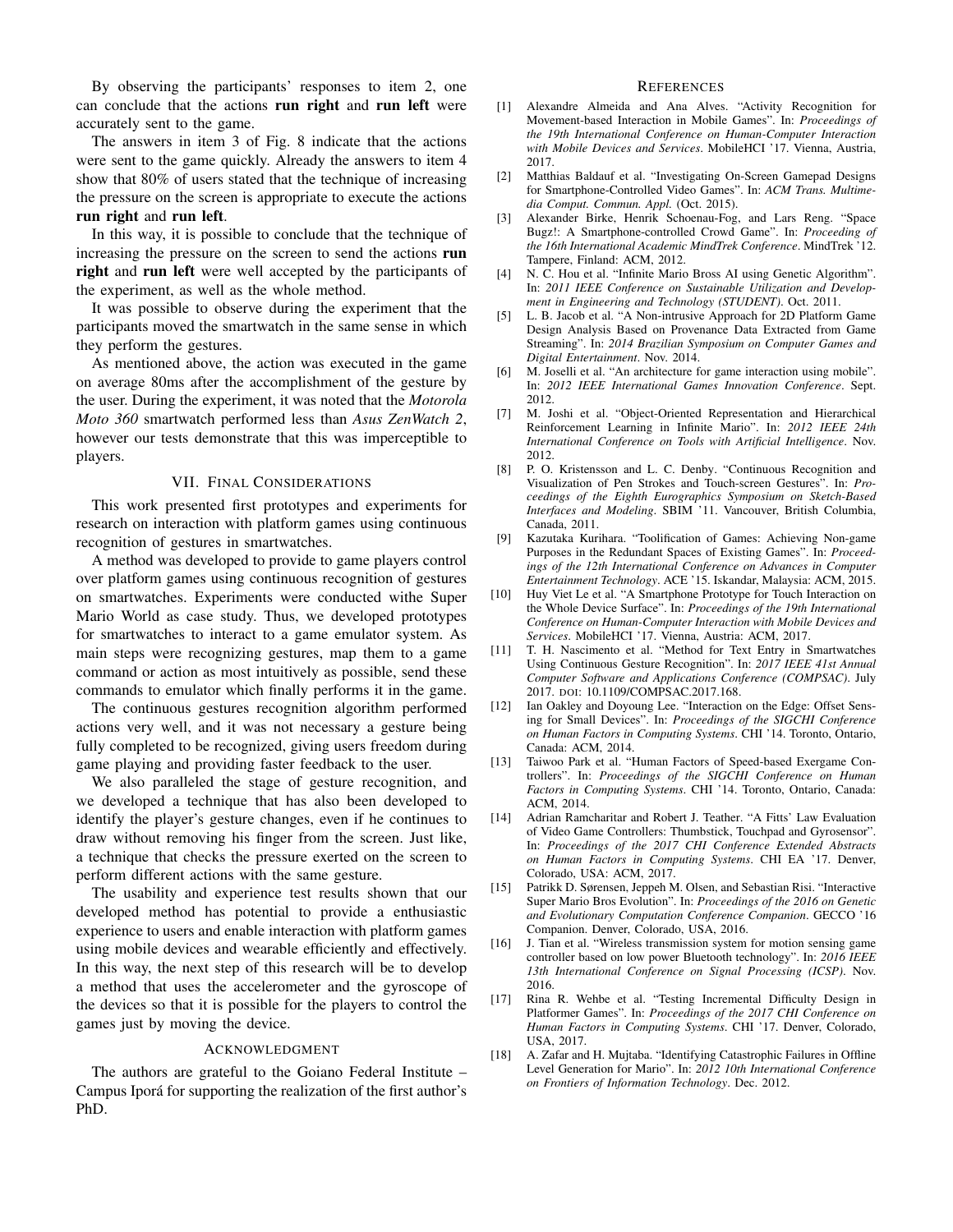By observing the participants' responses to item 2, one can conclude that the actions **run right** and **run left** were accurately sent to the game.

The answers in item 3 of Fig. 8 indicate that the actions were sent to the game quickly. Already the answers to item 4 show that 80% of users stated that the technique of increasing the pressure on the screen is appropriate to execute the actions **run right** and **run left**.

In this way, it is possible to conclude that the technique of increasing the pressure on the screen to send the actions **run right** and **run left** were well accepted by the participants of the experiment, as well as the whole method.

It was possible to observe during the experiment that the participants moved the smartwatch in the same sense in which they perform the gestures.

As mentioned above, the action was executed in the game on average 80ms after the accomplishment of the gesture by the user. During the experiment, it was noted that the *Motorola Moto 360* smartwatch performed less than *Asus ZenWatch 2*, however our tests demonstrate that this was imperceptible to players.

## VII. Final Considerations

This work presented first prototypes and experiments for research on interaction with platform games using continuous recognition of gestures in smartwatches.

A method was developed to provide to game players control over platform games using continuous recognition of gestures on smartwatches. Experiments were conducted withe Super Mario World as case study. Thus, we developed prototypes for smartwatches to interact to a game emulator system. As main steps were recognizing gestures, map them to a game command or action as most intuitively as possible, send these commands to emulator which finally performs it in the game.

The continuous gestures recognition algorithm performed actions very well, and it was not necessary a gesture being fully completed to be recognized, giving users freedom during game playing and providing faster feedback to the user.

We also paralleled the stage of gesture recognition, and we developed a technique that has also been developed to identify the player's gesture changes, even if he continues to draw without removing his finger from the screen. Just like, a technique that checks the pressure exerted on the screen to perform different actions with the same gesture.

The usability and experience test results shown that our developed method has potential to provide a enthusiastic experience to users and enable interaction with platform games using mobile devices and wearable efficiently and effectively. In this way, the next step of this research will be to develop a method that uses the accelerometer and the gyroscope of the devices so that it is possible for the players to control the games just by moving the device.

## Acknowledgment

The authors are grateful to the Goiano Federal Institute – Campus Iporá for supporting the realization of the first author's PhD.

## References

[1] Alexandre Almeida and Ana Alves. "Activity Recognition for Movement-based Interaction in Mobile Games". In: *Proceedings of the 19th International Conference on Human-Computer Interaction with Mobile Devices and Services*. MobileHCI '17. Vienna, Austria, 2017.

[2] Matthias Baldauf et al. "Investigating On-Screen Gamepad Designs for Smartphone-Controlled Video Games". In: *ACM Trans. Multimedia Comput. Commun. Appl.* (Oct. 2015).

[3] Alexander Birke, Henrik Schoenau-Fog, and Lars Reng. "Space Bugz!: A Smartphone-controlled Crowd Game". In: *Proceeding of the 16th International Academic MindTrek Conference*. MindTrek '12. Tampere, Finland: ACM, 2012.

[4] N. C. Hou et al. "Infinite Mario Bross AI using Genetic Algorithm". In: *2011 IEEE Conference on Sustainable Utilization and Development in Engineering and Technology (STUDENT)*. Oct. 2011.

[5] L. B. Jacob et al. "A Non-intrusive Approach for 2D Platform Game Design Analysis Based on Provenance Data Extracted from Game Streaming". In: *2014 Brazilian Symposium on Computer Games and Digital Entertainment*. Nov. 2014.

[6] M. Joselli et al. "An architecture for game interaction using mobile". In: *2012 IEEE International Games Innovation Conference*. Sept. 2012.

[7] M. Joshi et al. "Object-Oriented Representation and Hierarchical Reinforcement Learning in Infinite Mario". In: *2012 IEEE 24th International Conference on Tools with Artificial Intelligence*. Nov. 2012.

[8] P. O. Kristensson and L. C. Denby. "Continuous Recognition and Visualization of Pen Strokes and Touch-screen Gestures". In: *Proceedings of the Eighth Eurographics Symposium on Sketch-Based Interfaces and Modeling*. SBIM '11. Vancouver, British Columbia, Canada, 2011.

[9] Kazutaka Kurihara. "Toolification of Games: Achieving Non-game Purposes in the Redundant Spaces of Existing Games". In: *Proceedings of the 12th International Conference on Advances in Computer Entertainment Technology*. ACE '15. Iskandar, Malaysia: ACM, 2015.

[10] Huy Viet Le et al. "A Smartphone Prototype for Touch Interaction on the Whole Device Surface". In: *Proceedings of the 19th International Conference on Human-Computer Interaction with Mobile Devices and Services*. MobileHCI '17. Vienna, Austria: ACM, 2017.

[11] T. H. Nascimento et al. "Method for Text Entry in Smartwatches Using Continuous Gesture Recognition". In: *2017 IEEE 41st Annual Computer Software and Applications Conference (COMPSAC)*. July 2017. DOI: 10.1109/COMPSAC.2017.168.

[12] Ian Oakley and Doyoung Lee. "Interaction on the Edge: Offset Sensing for Small Devices". In: *Proceedings of the SIGCHI Conference on Human Factors in Computing Systems*. CHI '14. Toronto, Ontario, Canada: ACM, 2014.

[13] Taiwoo Park et al. "Human Factors of Speed-based Exergame Controllers". In: *Proceedings of the SIGCHI Conference on Human Factors in Computing Systems*. CHI '14. Toronto, Ontario, Canada: ACM, 2014.

[14] Adrian Ramcharitar and Robert J. Teather. "A Fitts' Law Evaluation of Video Game Controllers: Thumbstick, Touchpad and Gyrosensor". In: *Proceedings of the 2017 CHI Conference Extended Abstracts on Human Factors in Computing Systems*. CHI EA '17. Denver, Colorado, USA: ACM, 2017.

[15] Patrikk D. Sørensen, Jeppeh M. Olsen, and Sebastian Risi. "Interactive Super Mario Bros Evolution". In: *Proceedings of the 2016 on Genetic and Evolutionary Computation Conference Companion*. GECCO '16 Companion. Denver, Colorado, USA, 2016.

[16] J. Tian et al. "Wireless transmission system for motion sensing game controller based on low power Bluetooth technology". In: *2016 IEEE 13th International Conference on Signal Processing (ICSP)*. Nov. 2016.

[17] Rina R. Wehbe et al. "Testing Incremental Difficulty Design in Platformer Games". In: *Proceedings of the 2017 CHI Conference on Human Factors in Computing Systems*. CHI '17. Denver, Colorado, USA, 2017.

[18] A. Zafar and H. Mujtaba. "Identifying Catastrophic Failures in Offline Level Generation for Mario". In: *2012 10th International Conference on Frontiers of Information Technology*. Dec. 2012.